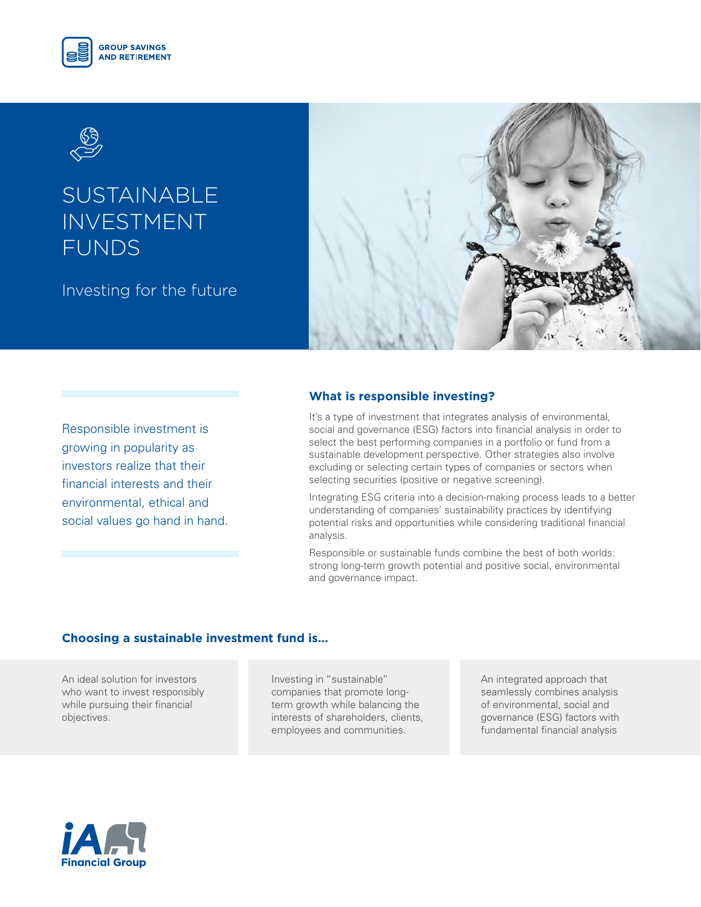GROUP SAVINGS AND RETIREMENT

# SUSTAINABLE INVESTMENT FUNDS

Investing for the future

Responsible investment is growing in popularity as investors realize that their financial interests and their environmental, ethical and social values go hand in hand.

## What is responsible investing?

It's a type of investment that integrates analysis of environmental, social and governance (ESG) factors into financial analysis in order to select the best performing companies in a portfolio or fund from a sustainable development perspective. Other strategies also involve excluding or selecting certain types of companies or sectors when selecting securities (positive or negative screening).

Integrating ESG criteria into a decision-making process leads to a better understanding of companies' sustainability practices by identifying potential risks and opportunities while considering traditional financial analysis.

Responsible or sustainable funds combine the best of both worlds: strong long-term growth potential and positive social, environmental and governance impact.

## Choosing a sustainable investment fund is...

An ideal solution for investors who want to invest responsibly while pursuing their financial objectives.

Investing in "sustainable" companies that promote long-term growth while balancing the interests of shareholders, clients, employees and communities.

An integrated approach that seamlessly combines analysis of environmental, social and governance (ESG) factors with fundamental financial analysis

iA Financial Group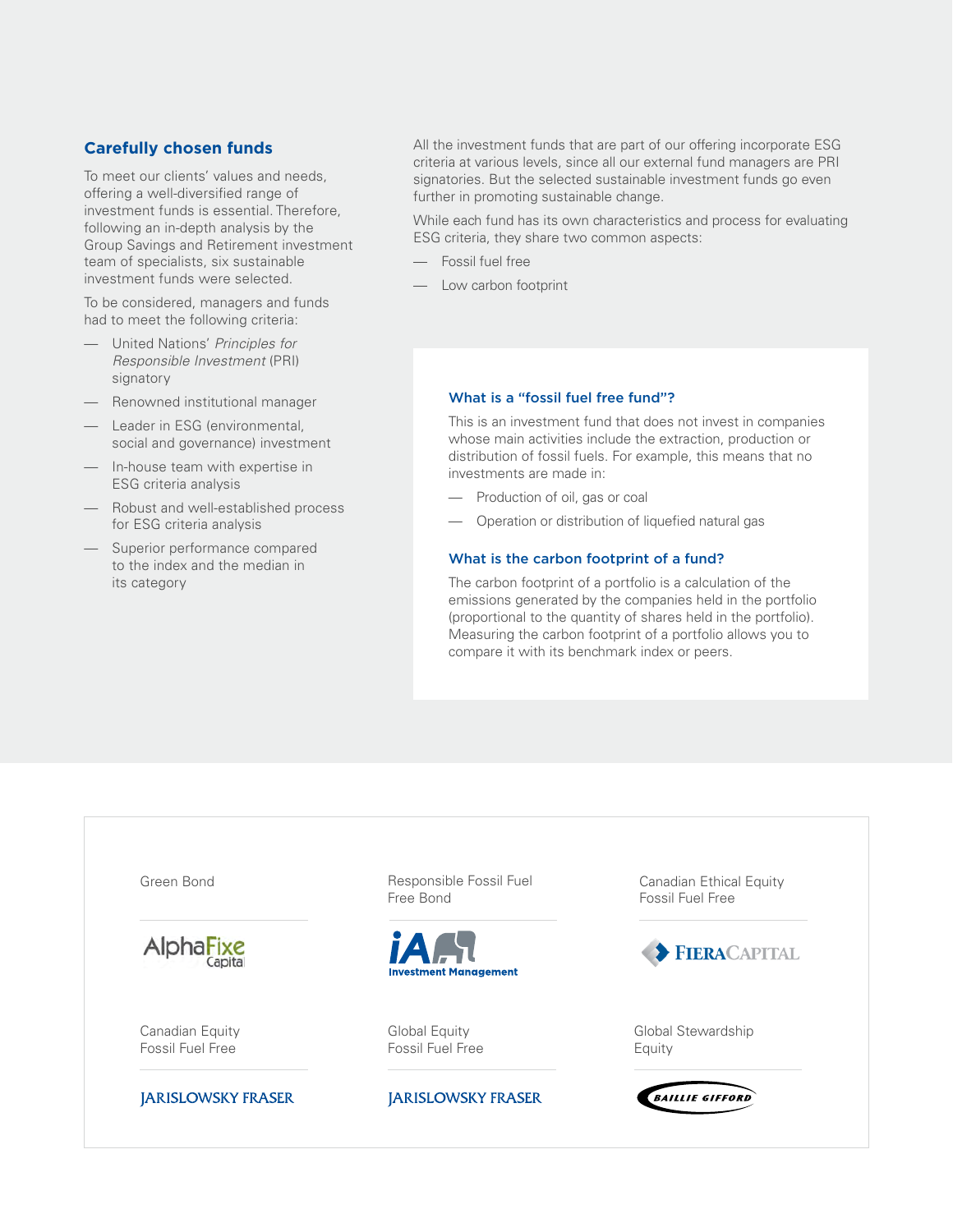## Carefully chosen funds

To meet our clients' values and needs, offering a well-diversified range of investment funds is essential. Therefore, following an in-depth analysis by the Group Savings and Retirement investment team of specialists, six sustainable investment funds were selected.

To be considered, managers and funds had to meet the following criteria:

- United Nations' *Principles for Responsible Investment* (PRI) signatory
- Renowned institutional manager
- Leader in ESG (environmental, social and governance) investment
- In-house team with expertise in ESG criteria analysis
- Robust and well-established process for ESG criteria analysis
- Superior performance compared to the index and the median in its category

All the investment funds that are part of our offering incorporate ESG criteria at various levels, since all our external fund managers are PRI signatories. But the selected sustainable investment funds go even further in promoting sustainable change.

While each fund has its own characteristics and process for evaluating ESG criteria, they share two common aspects:

- Fossil fuel free
- Low carbon footprint

### What is a "fossil fuel free fund"?

This is an investment fund that does not invest in companies whose main activities include the extraction, production or distribution of fossil fuels. For example, this means that no investments are made in:

- Production of oil, gas or coal
- Operation or distribution of liquefied natural gas

### What is the carbon footprint of a fund?

The carbon footprint of a portfolio is a calculation of the emissions generated by the companies held in the portfolio (proportional to the quantity of shares held in the portfolio). Measuring the carbon footprint of a portfolio allows you to compare it with its benchmark index or peers.

| Fund | Manager |
| --- | --- |
| Green Bond | AlphaFixe Capital |
| Responsible Fossil Fuel Free Bond | iA Investment Management |
| Canadian Ethical Equity Fossil Fuel Free | Fiera Capital |
| Canadian Equity Fossil Fuel Free | Jarislowsky Fraser |
| Global Equity Fossil Fuel Free | Jarislowsky Fraser |
| Global Stewardship Equity | Baillie Gifford |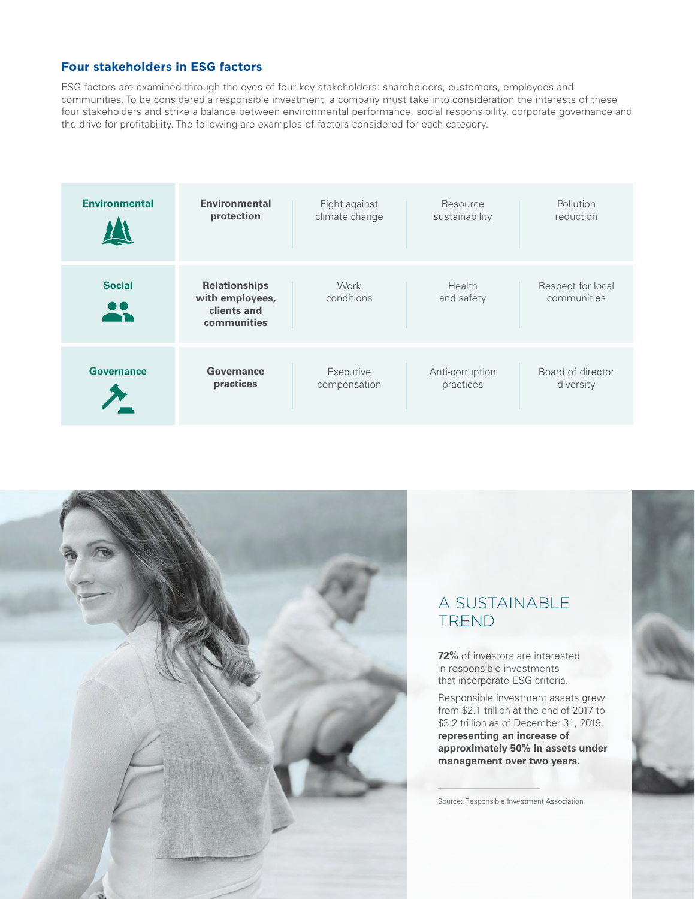## Four stakeholders in ESG factors

ESG factors are examined through the eyes of four key stakeholders: shareholders, customers, employees and communities. To be considered a responsible investment, a company must take into consideration the interests of these four stakeholders and strike a balance between environmental performance, social responsibility, corporate governance and the drive for profitability. The following are examples of factors considered for each category.

| | | | | |
|---|---|---|---|---|
| **Environmental** | **Environmental protection** | Fight against climate change | Resource sustainability | Pollution reduction |
| **Social** | **Relationships with employees, clients and communities** | Work conditions | Health and safety | Respect for local communities |
| **Governance** | **Governance practices** | Executive compensation | Anti-corruption practices | Board of director diversity |

## A SUSTAINABLE TREND

**72%** of investors are interested in responsible investments that incorporate ESG criteria.

Responsible investment assets grew from $2.1 trillion at the end of 2017 to $3.2 trillion as of December 31, 2019, **representing an increase of approximately 50% in assets under management over two years.**

Source: Responsible Investment Association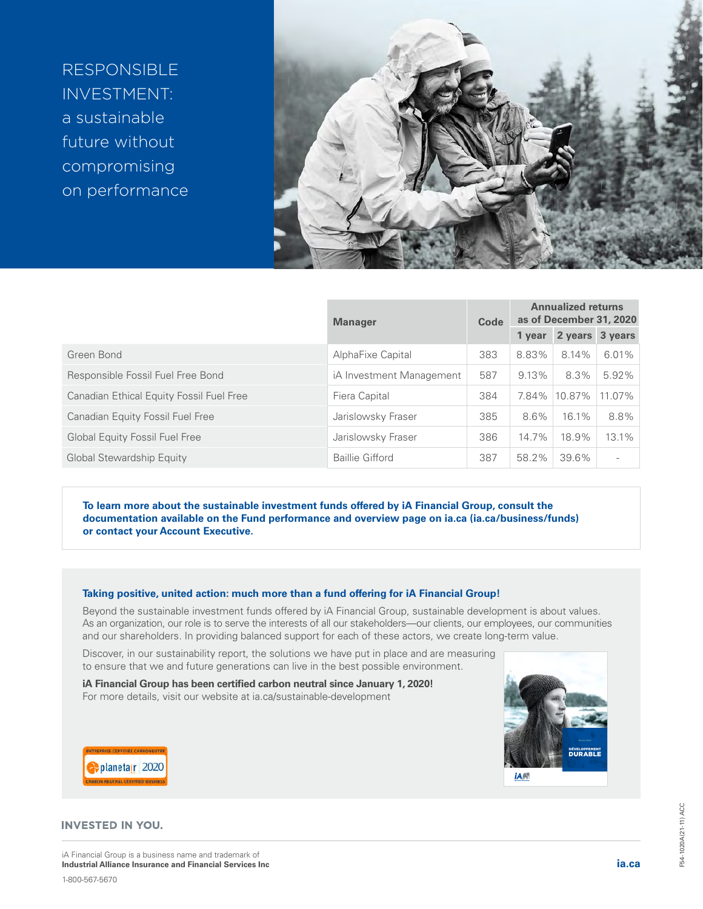# RESPONSIBLE INVESTMENT: a sustainable future without compromising on performance

| | Manager | Code | Annualized returns as of December 31, 2020 | | |
|---|---|---|---|---|---|
| | | | 1 year | 2 years | 3 years |
| Green Bond | AlphaFixe Capital | 383 | 8.83% | 8.14% | 6.01% |
| Responsible Fossil Fuel Free Bond | iA Investment Management | 587 | 9.13% | 8.3% | 5.92% |
| Canadian Ethical Equity Fossil Fuel Free | Fiera Capital | 384 | 7.84% | 10.87% | 11.07% |
| Canadian Equity Fossil Fuel Free | Jarislowsky Fraser | 385 | 8.6% | 16.1% | 8.8% |
| Global Equity Fossil Fuel Free | Jarislowsky Fraser | 386 | 14.7% | 18.9% | 13.1% |
| Global Stewardship Equity | Baillie Gifford | 387 | 58.2% | 39.6% | - |

**To learn more about the sustainable investment funds offered by iA Financial Group, consult the documentation available on the Fund performance and overview page on ia.ca (ia.ca/business/funds) or contact your Account Executive.**

### Taking positive, united action: much more than a fund offering for iA Financial Group!

Beyond the sustainable investment funds offered by iA Financial Group, sustainable development is about values. As an organization, our role is to serve the interests of all our stakeholders—our clients, our employees, our communities and our shareholders. In providing balanced support for each of these actors, we create long-term value.

Discover, in our sustainability report, the solutions we have put in place and are measuring to ensure that we and future generations can live in the best possible environment.

**iA Financial Group has been certified carbon neutral since January 1, 2020!**
For more details, visit our website at ia.ca/sustainable-development

ENTREPRISE CERTIFIÉE CARBONEUTRE planetair 2020 CARBON NEUTRAL CERTIFIED BUSINESS

DÉVELOPPEMENT DURABLE

**INVESTED IN YOU.**

iA Financial Group is a business name and trademark of
**Industrial Alliance Insurance and Financial Services Inc**

1-800-567-5670

**ia.ca**

F54-1020A(21-11) ACC